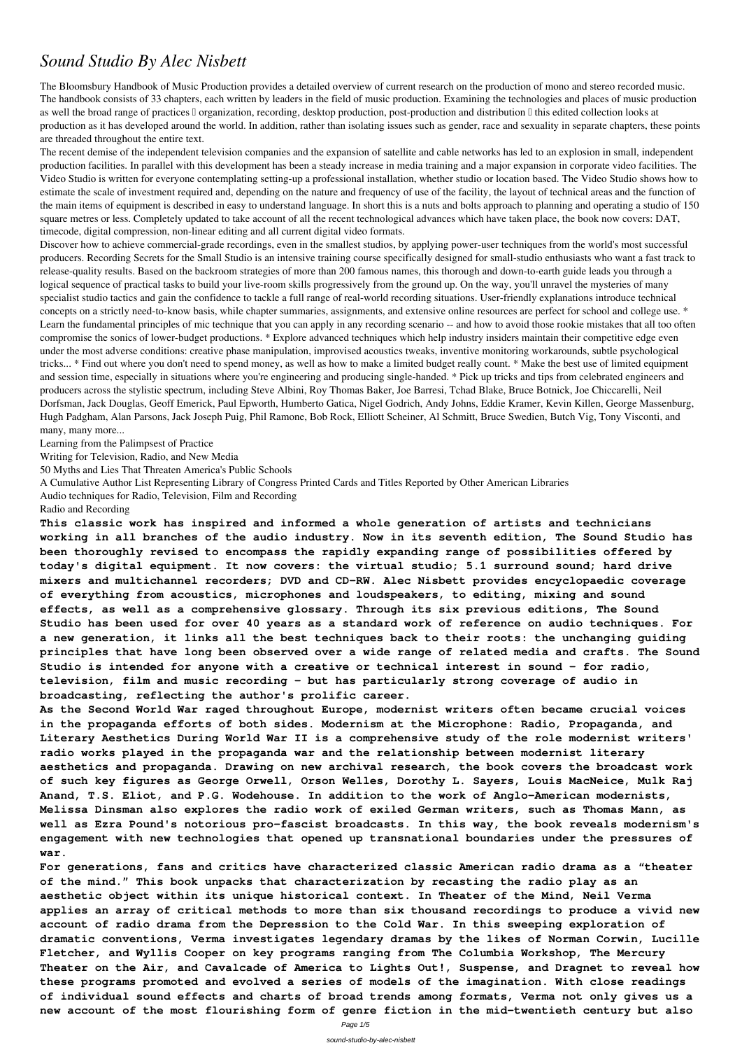# *Sound Studio By Alec Nisbett*

The Bloomsbury Handbook of Music Production provides a detailed overview of current research on the production of mono and stereo recorded music. The handbook consists of 33 chapters, each written by leaders in the field of music production. Examining the technologies and places of music production as well the broad range of practices  organization, recording, desktop production, post-production and distribution  this edited collection looks at production as it has developed around the world. In addition, rather than isolating issues such as gender, race and sexuality in separate chapters, these points are threaded throughout the entire text.

The recent demise of the independent television companies and the expansion of satellite and cable networks has led to an explosion in small, independent production facilities. In parallel with this development has been a steady increase in media training and a major expansion in corporate video facilities. The Video Studio is written for everyone contemplating setting-up a professional installation, whether studio or location based. The Video Studio shows how to estimate the scale of investment required and, depending on the nature and frequency of use of the facility, the layout of technical areas and the function of the main items of equipment is described in easy to understand language. In short this is a nuts and bolts approach to planning and operating a studio of 150 square metres or less. Completely updated to take account of all the recent technological advances which have taken place, the book now covers: DAT, timecode, digital compression, non-linear editing and all current digital video formats.

Discover how to achieve commercial-grade recordings, even in the smallest studios, by applying power-user techniques from the world's most successful producers. Recording Secrets for the Small Studio is an intensive training course specifically designed for small-studio enthusiasts who want a fast track to release-quality results. Based on the backroom strategies of more than 200 famous names, this thorough and down-to-earth guide leads you through a logical sequence of practical tasks to build your live-room skills progressively from the ground up. On the way, you'll unravel the mysteries of many specialist studio tactics and gain the confidence to tackle a full range of real-world recording situations. User-friendly explanations introduce technical concepts on a strictly need-to-know basis, while chapter summaries, assignments, and extensive online resources are perfect for school and college use. * Learn the fundamental principles of mic technique that you can apply in any recording scenario -- and how to avoid those rookie mistakes that all too often compromise the sonics of lower-budget productions. * Explore advanced techniques which help industry insiders maintain their competitive edge even under the most adverse conditions: creative phase manipulation, improvised acoustics tweaks, inventive monitoring workarounds, subtle psychological tricks... * Find out where you don't need to spend money, as well as how to make a limited budget really count. * Make the best use of limited equipment and session time, especially in situations where you're engineering and producing single-handed. * Pick up tricks and tips from celebrated engineers and producers across the stylistic spectrum, including Steve Albini, Roy Thomas Baker, Joe Barresi, Tchad Blake, Bruce Botnick, Joe Chiccarelli, Neil Dorfsman, Jack Douglas, Geoff Emerick, Paul Epworth, Humberto Gatica, Nigel Godrich, Andy Johns, Eddie Kramer, Kevin Killen, George Massenburg, Hugh Padgham, Alan Parsons, Jack Joseph Puig, Phil Ramone, Bob Rock, Elliott Scheiner, Al Schmitt, Bruce Swedien, Butch Vig, Tony Visconti, and many, many more...

Learning from the Palimpsest of Practice

Writing for Television, Radio, and New Media

50 Myths and Lies That Threaten America's Public Schools

A Cumulative Author List Representing Library of Congress Printed Cards and Titles Reported by Other American Libraries

Audio techniques for Radio, Television, Film and Recording

Radio and Recording

**This classic work has inspired and informed a whole generation of artists and technicians working in all branches of the audio industry. Now in its seventh edition, The Sound Studio has been thoroughly revised to encompass the rapidly expanding range of possibilities offered by today's digital equipment. It now covers: the virtual studio; 5.1 surround sound; hard drive mixers and multichannel recorders; DVD and CD-RW. Alec Nisbett provides encyclopaedic coverage of everything from acoustics, microphones and loudspeakers, to editing, mixing and sound effects, as well as a comprehensive glossary. Through its six previous editions, The Sound Studio has been used for over 40 years as a standard work of reference on audio techniques. For a new generation, it links all the best techniques back to their roots: the unchanging guiding principles that have long been observed over a wide range of related media and crafts. The Sound Studio is intended for anyone with a creative or technical interest in sound - for radio, television, film and music recording - but has particularly strong coverage of audio in broadcasting, reflecting the author's prolific career.**

**As the Second World War raged throughout Europe, modernist writers often became crucial voices in the propaganda efforts of both sides. Modernism at the Microphone: Radio, Propaganda, and Literary Aesthetics During World War II is a comprehensive study of the role modernist writers' radio works played in the propaganda war and the relationship between modernist literary aesthetics and propaganda. Drawing on new archival research, the book covers the broadcast work of such key figures as George Orwell, Orson Welles, Dorothy L. Sayers, Louis MacNeice, Mulk Raj Anand, T.S. Eliot, and P.G. Wodehouse. In addition to the work of Anglo-American modernists, Melissa Dinsman also explores the radio work of exiled German writers, such as Thomas Mann, as well as Ezra Pound's notorious pro-fascist broadcasts. In this way, the book reveals modernism's engagement with new technologies that opened up transnational boundaries under the pressures of war.**

**For generations, fans and critics have characterized classic American radio drama as a "theater of the mind." This book unpacks that characterization by recasting the radio play as an aesthetic object within its unique historical context. In Theater of the Mind, Neil Verma applies an array of critical methods to more than six thousand recordings to produce a vivid new account of radio drama from the Depression to the Cold War. In this sweeping exploration of dramatic conventions, Verma investigates legendary dramas by the likes of Norman Corwin, Lucille Fletcher, and Wyllis Cooper on key programs ranging from The Columbia Workshop, The Mercury Theater on the Air, and Cavalcade of America to Lights Out!, Suspense, and Dragnet to reveal how these programs promoted and evolved a series of models of the imagination. With close readings of individual sound effects and charts of broad trends among formats, Verma not only gives us a new account of the most flourishing form of genre fiction in the mid-twentieth century but also**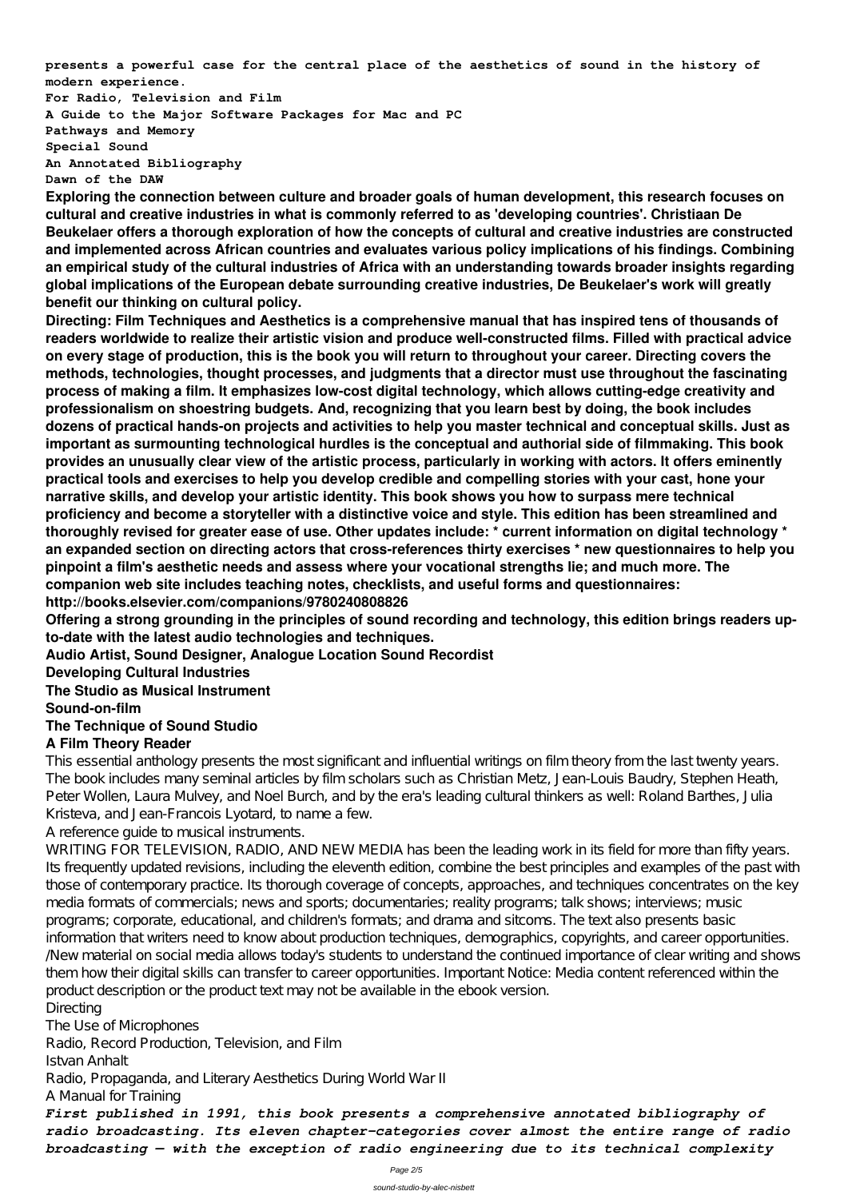**presents a powerful case for the central place of the aesthetics of sound in the history of modern experience.**

**For Radio, Television and Film**

**A Guide to the Major Software Packages for Mac and PC**

**Pathways and Memory**

**Special Sound**

**An Annotated Bibliography**

**Dawn of the DAW**

**Exploring the connection between culture and broader goals of human development, this research focuses on cultural and creative industries in what is commonly referred to as 'developing countries'. Christiaan De Beukelaer offers a thorough exploration of how the concepts of cultural and creative industries are constructed and implemented across African countries and evaluates various policy implications of his findings. Combining an empirical study of the cultural industries of Africa with an understanding towards broader insights regarding global implications of the European debate surrounding creative industries, De Beukelaer's work will greatly benefit our thinking on cultural policy.**

**Directing: Film Techniques and Aesthetics is a comprehensive manual that has inspired tens of thousands of readers worldwide to realize their artistic vision and produce well-constructed films. Filled with practical advice on every stage of production, this is the book you will return to throughout your career. Directing covers the methods, technologies, thought processes, and judgments that a director must use throughout the fascinating process of making a film. It emphasizes low-cost digital technology, which allows cutting-edge creativity and professionalism on shoestring budgets. And, recognizing that you learn best by doing, the book includes dozens of practical hands-on projects and activities to help you master technical and conceptual skills. Just as important as surmounting technological hurdles is the conceptual and authorial side of filmmaking. This book provides an unusually clear view of the artistic process, particularly in working with actors. It offers eminently practical tools and exercises to help you develop credible and compelling stories with your cast, hone your narrative skills, and develop your artistic identity. This book shows you how to surpass mere technical proficiency and become a storyteller with a distinctive voice and style. This edition has been streamlined and thoroughly revised for greater ease of use. Other updates include: * current information on digital technology * an expanded section on directing actors that cross-references thirty exercises * new questionnaires to help you pinpoint a film's aesthetic needs and assess where your vocational strengths lie; and much more. The companion web site includes teaching notes, checklists, and useful forms and questionnaires: http://books.elsevier.com/companions/9780240808826**

**Offering a strong grounding in the principles of sound recording and technology, this edition brings readers up-to-date with the latest audio technologies and techniques.**

**Audio Artist, Sound Designer, Analogue Location Sound Recordist**

**Developing Cultural Industries**

**The Studio as Musical Instrument**

**Sound-on-film**

**The Technique of Sound Studio**

**A Film Theory Reader**

This essential anthology presents the most significant and influential writings on film theory from the last twenty years. The book includes many seminal articles by film scholars such as Christian Metz, Jean-Louis Baudry, Stephen Heath, Peter Wollen, Laura Mulvey, and Noel Burch, and by the era's leading cultural thinkers as well: Roland Barthes, Julia Kristeva, and Jean-Francois Lyotard, to name a few.

A reference guide to musical instruments.

WRITING FOR TELEVISION, RADIO, AND NEW MEDIA has been the leading work in its field for more than fifty years. Its frequently updated revisions, including the eleventh edition, combine the best principles and examples of the past with those of contemporary practice. Its thorough coverage of concepts, approaches, and techniques concentrates on the key media formats of commercials; news and sports; documentaries; reality programs; talk shows; interviews; music programs; corporate, educational, and children's formats; and drama and sitcoms. The text also presents basic information that writers need to know about production techniques, demographics, copyrights, and career opportunities. /New material on social media allows today's students to understand the continued importance of clear writing and shows them how their digital skills can transfer to career opportunities. Important Notice: Media content referenced within the product description or the product text may not be available in the ebook version.

Directing

The Use of Microphones

Radio, Record Production, Television, and Film

Istvan Anhalt

Radio, Propaganda, and Literary Aesthetics During World War II

A Manual for Training

***First published in 1991, this book presents a comprehensive annotated bibliography of radio broadcasting. Its eleven chapter-categories cover almost the entire range of radio broadcasting — with the exception of radio engineering due to its technical complexity***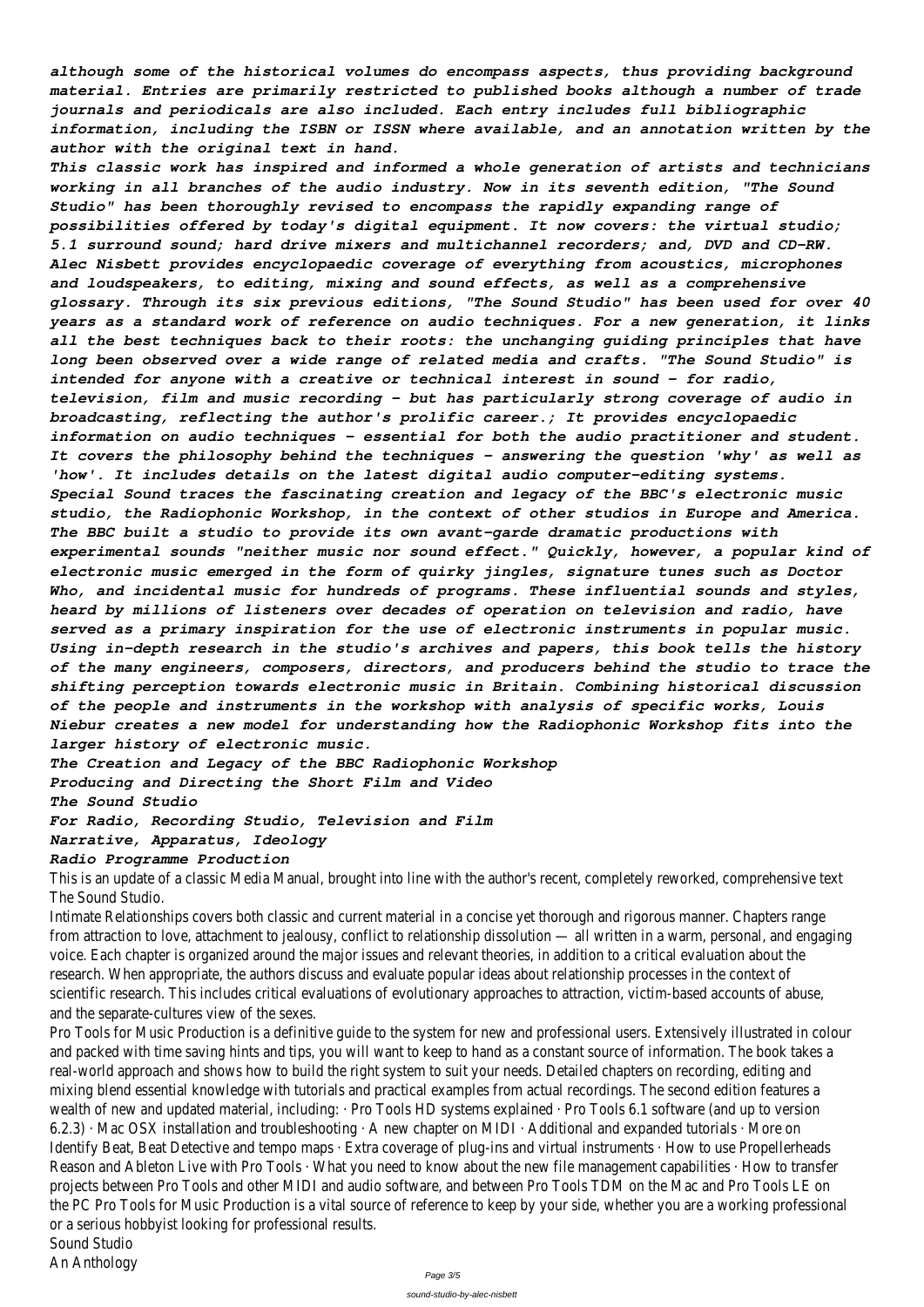*although some of the historical volumes do encompass aspects, thus providing background material. Entries are primarily restricted to published books although a number of trade journals and periodicals are also included. Each entry includes full bibliographic information, including the ISBN or ISSN where available, and an annotation written by the author with the original text in hand.*

*This classic work has inspired and informed a whole generation of artists and technicians working in all branches of the audio industry. Now in its seventh edition, "The Sound Studio" has been thoroughly revised to encompass the rapidly expanding range of possibilities offered by today's digital equipment. It now covers: the virtual studio; 5.1 surround sound; hard drive mixers and multichannel recorders; and, DVD and CD-RW. Alec Nisbett provides encyclopaedic coverage of everything from acoustics, microphones and loudspeakers, to editing, mixing and sound effects, as well as a comprehensive glossary. Through its six previous editions, "The Sound Studio" has been used for over 40 years as a standard work of reference on audio techniques. For a new generation, it links all the best techniques back to their roots: the unchanging guiding principles that have long been observed over a wide range of related media and crafts. "The Sound Studio" is intended for anyone with a creative or technical interest in sound - for radio, television, film and music recording - but has particularly strong coverage of audio in broadcasting, reflecting the author's prolific career.; It provides encyclopaedic information on audio techniques - essential for both the audio practitioner and student. It covers the philosophy behind the techniques - answering the question 'why' as well as 'how'. It includes details on the latest digital audio computer-editing systems.*

*Special Sound traces the fascinating creation and legacy of the BBC's electronic music studio, the Radiophonic Workshop, in the context of other studios in Europe and America. The BBC built a studio to provide its own avant-garde dramatic productions with experimental sounds "neither music nor sound effect." Quickly, however, a popular kind of electronic music emerged in the form of quirky jingles, signature tunes such as Doctor Who, and incidental music for hundreds of programs. These influential sounds and styles, heard by millions of listeners over decades of operation on television and radio, have served as a primary inspiration for the use of electronic instruments in popular music. Using in-depth research in the studio's archives and papers, this book tells the history of the many engineers, composers, directors, and producers behind the studio to trace the shifting perception towards electronic music in Britain. Combining historical discussion of the people and instruments in the workshop with analysis of specific works, Louis Niebur creates a new model for understanding how the Radiophonic Workshop fits into the larger history of electronic music.*

***The Creation and Legacy of the BBC Radiophonic Workshop***

***Producing and Directing the Short Film and Video***

***The Sound Studio***

***For Radio, Recording Studio, Television and Film***

***Narrative, Apparatus, Ideology***

***Radio Programme Production***

This is an update of a classic Media Manual, brought into line with the author's recent, completely reworked, comprehensive text The Sound Studio.

Intimate Relationships covers both classic and current material in a concise yet thorough and rigorous manner. Chapters range from attraction to love, attachment to jealousy, conflict to relationship dissolution — all written in a warm, personal, and engaging voice. Each chapter is organized around the major issues and relevant theories, in addition to a critical evaluation about the research. When appropriate, the authors discuss and evaluate popular ideas about relationship processes in the context of scientific research. This includes critical evaluations of evolutionary approaches to attraction, victim-based accounts of abuse, and the separate-cultures view of the sexes.

Pro Tools for Music Production is a definitive guide to the system for new and professional users. Extensively illustrated in colour and packed with time saving hints and tips, you will want to keep to hand as a constant source of information. The book takes a real-world approach and shows how to build the right system to suit your needs. Detailed chapters on recording, editing and mixing blend essential knowledge with tutorials and practical examples from actual recordings. The second edition features a wealth of new and updated material, including: · Pro Tools HD systems explained · Pro Tools 6.1 software (and up to version 6.2.3) · Mac OSX installation and troubleshooting · A new chapter on MIDI · Additional and expanded tutorials · More on Identify Beat, Beat Detective and tempo maps · Extra coverage of plug-ins and virtual instruments · How to use Propellerheads Reason and Ableton Live with Pro Tools · What you need to know about the new file management capabilities · How to transfer projects between Pro Tools and other MIDI and audio software, and between Pro Tools TDM on the Mac and Pro Tools LE on the PC Pro Tools for Music Production is a vital source of reference to keep by your side, whether you are a working professional or a serious hobbyist looking for professional results.

Sound Studio

An Anthology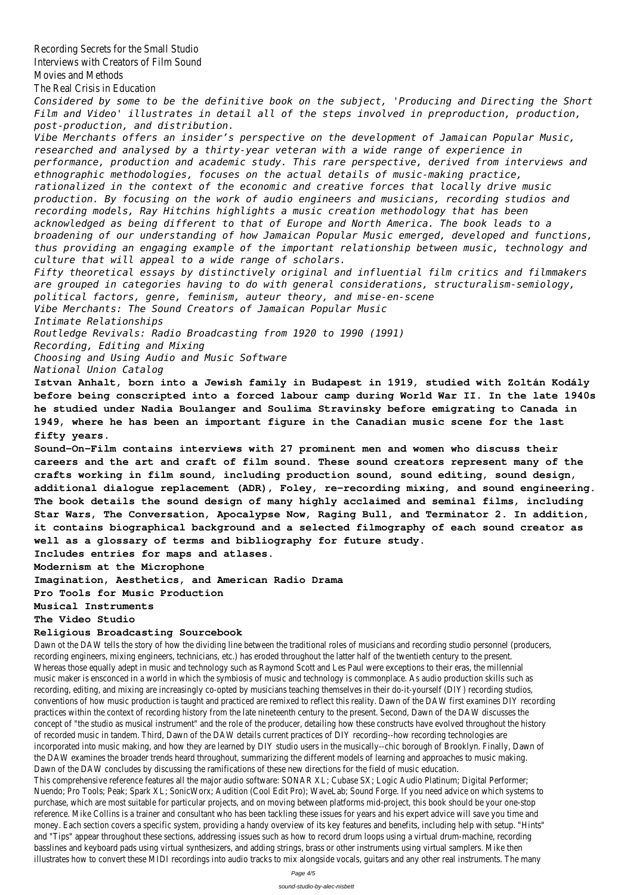Recording Secrets for the Small Studio
Interviews with Creators of Film Sound
Movies and Methods
The Real Crisis in Education

*Considered by some to be the definitive book on the subject, 'Producing and Directing the Short Film and Video' illustrates in detail all of the steps involved in preproduction, production, post-production, and distribution.*

*Vibe Merchants offers an insider's perspective on the development of Jamaican Popular Music, researched and analysed by a thirty-year veteran with a wide range of experience in performance, production and academic study. This rare perspective, derived from interviews and ethnographic methodologies, focuses on the actual details of music-making practice, rationalized in the context of the economic and creative forces that locally drive music production. By focusing on the work of audio engineers and musicians, recording studios and recording models, Ray Hitchins highlights a music creation methodology that has been acknowledged as being different to that of Europe and North America. The book leads to a broadening of our understanding of how Jamaican Popular Music emerged, developed and functions, thus providing an engaging example of the important relationship between music, technology and culture that will appeal to a wide range of scholars.*

*Fifty theoretical essays by distinctively original and influential film critics and filmmakers are grouped in categories having to do with general considerations, structuralism-semiology, political factors, genre, feminism, auteur theory, and mise-en-scene*

*Vibe Merchants: The Sound Creators of Jamaican Popular Music*
*Intimate Relationships*
*Routledge Revivals: Radio Broadcasting from 1920 to 1990 (1991)*
*Recording, Editing and Mixing*
*Choosing and Using Audio and Music Software*
*National Union Catalog*

**Istvan Anhalt, born into a Jewish family in Budapest in 1919, studied with Zoltán Kodály before being conscripted into a forced labour camp during World War II. In the late 1940s he studied under Nadia Boulanger and Soulima Stravinsky before emigrating to Canada in 1949, where he has been an important figure in the Canadian music scene for the last fifty years.**

**Sound-On-Film contains interviews with 27 prominent men and women who discuss their careers and the art and craft of film sound. These sound creators represent many of the crafts working in film sound, including production sound, sound editing, sound design, additional dialogue replacement (ADR), Foley, re-recording mixing, and sound engineering. The book details the sound design of many highly acclaimed and seminal films, including Star Wars, The Conversation, Apocalypse Now, Raging Bull, and Terminator 2. In addition, it contains biographical background and a selected filmography of each sound creator as well as a glossary of terms and bibliography for future study.**

**Includes entries for maps and atlases.**

**Modernism at the Microphone**
**Imagination, Aesthetics, and American Radio Drama**
**Pro Tools for Music Production**
**Musical Instruments**
**The Video Studio**
**Religious Broadcasting Sourcebook**

Dawn ot the DAW tells the story of how the dividing line between the traditional roles of musicians and recording studio personnel (producers, recording engineers, mixing engineers, technicians, etc.) has eroded throughout the latter half of the twentieth century to the present. Whereas those equally adept in music and technology such as Raymond Scott and Les Paul were exceptions to their eras, the millennial music maker is ensconced in a world in which the symbiosis of music and technology is commonplace. As audio production skills such as recording, editing, and mixing are increasingly co-opted by musicians teaching themselves in their do-it-yourself (DIY) recording studios, conventions of how music production is taught and practiced are remixed to reflect this reality. Dawn of the DAW first examines DIY recording practices within the context of recording history from the late nineteenth century to the present. Second, Dawn of the DAW discusses the concept of "the studio as musical instrument" and the role of the producer, detailing how these constructs have evolved throughout the history of recorded music in tandem. Third, Dawn of the DAW details current practices of DIY recording--how recording technologies are incorporated into music making, and how they are learned by DIY studio users in the musically--chic borough of Brooklyn. Finally, Dawn of the DAW examines the broader trends heard throughout, summarizing the different models of learning and approaches to music making. Dawn of the DAW concludes by discussing the ramifications of these new directions for the field of music education.

This comprehensive reference features all the major audio software: SONAR XL; Cubase SX; Logic Audio Platinum; Digital Performer; Nuendo; Pro Tools; Peak; Spark XL; SonicWorx; Audition (Cool Edit Pro); WaveLab; Sound Forge. If you need advice on which systems to purchase, which are most suitable for particular projects, and on moving between platforms mid-project, this book should be your one-stop reference. Mike Collins is a trainer and consultant who has been tackling these issues for years and his expert advice will save you time and money. Each section covers a specific system, providing a handy overview of its key features and benefits, including help with setup. "Hints" and "Tips" appear throughout these sections, addressing issues such as how to record drum loops using a virtual drum-machine, recording basslines and keyboard pads using virtual synthesizers, and adding strings, brass or other instruments using virtual samplers. Mike then illustrates how to convert these MIDI recordings into audio tracks to mix alongside vocals, guitars and any other real instruments. The many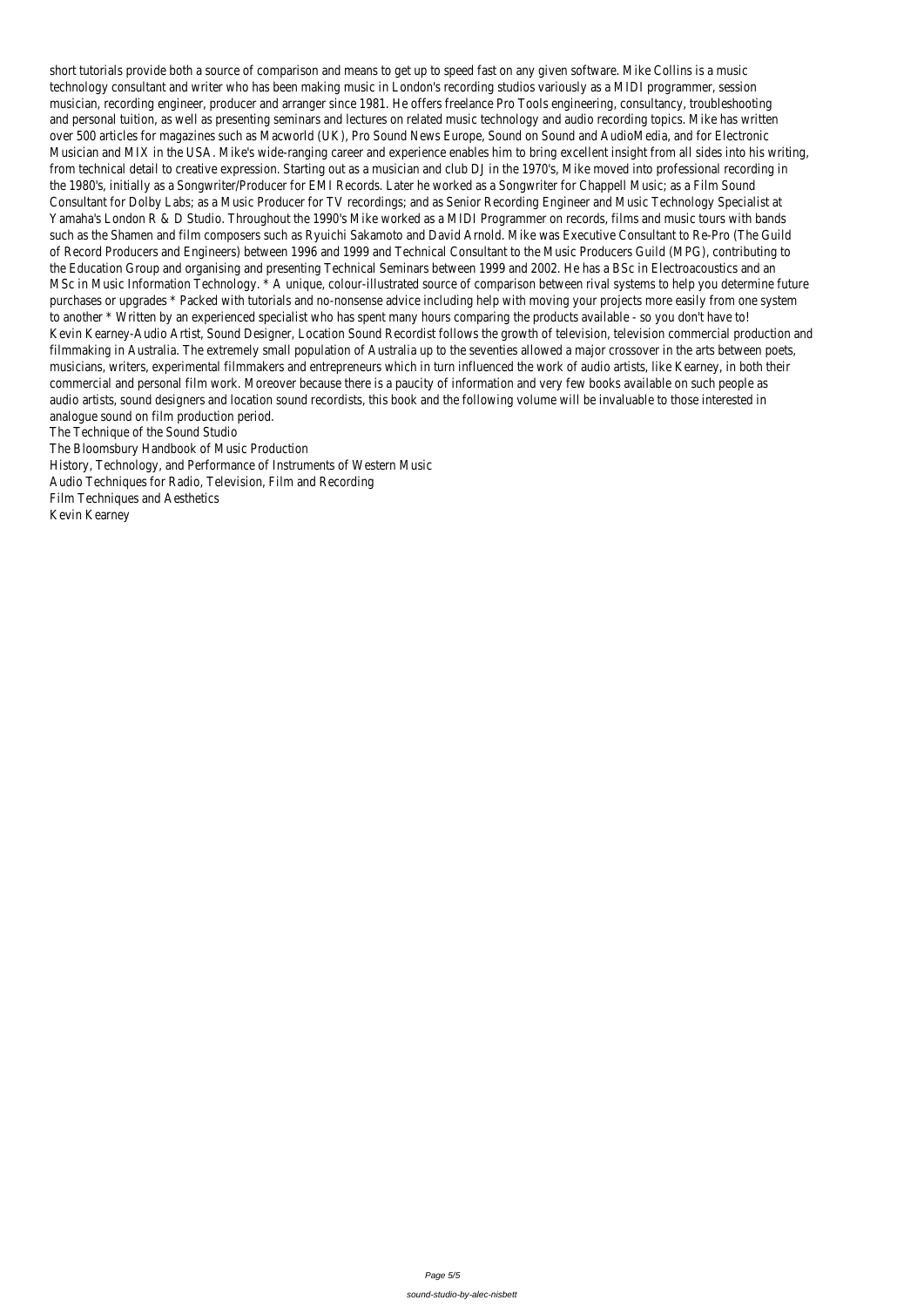short tutorials provide both a source of comparison and means to get up to speed fast on any given software. Mike Collins is a music technology consultant and writer who has been making music in London's recording studios variously as a MIDI programmer, session musician, recording engineer, producer and arranger since 1981. He offers freelance Pro Tools engineering, consultancy, troubleshooting and personal tuition, as well as presenting seminars and lectures on related music technology and audio recording topics. Mike has written over 500 articles for magazines such as Macworld (UK), Pro Sound News Europe, Sound on Sound and AudioMedia, and for Electronic Musician and MIX in the USA. Mike's wide-ranging career and experience enables him to bring excellent insight from all sides into his writing, from technical detail to creative expression. Starting out as a musician and club DJ in the 1970's, Mike moved into professional recording in the 1980's, initially as a Songwriter/Producer for EMI Records. Later he worked as a Songwriter for Chappell Music; as a Film Sound Consultant for Dolby Labs; as a Music Producer for TV recordings; and as Senior Recording Engineer and Music Technology Specialist at Yamaha's London R & D Studio. Throughout the 1990's Mike worked as a MIDI Programmer on records, films and music tours with bands such as the Shamen and film composers such as Ryuichi Sakamoto and David Arnold. Mike was Executive Consultant to Re-Pro (The Guild of Record Producers and Engineers) between 1996 and 1999 and Technical Consultant to the Music Producers Guild (MPG), contributing to the Education Group and organising and presenting Technical Seminars between 1999 and 2002. He has a BSc in Electroacoustics and an MSc in Music Information Technology. * A unique, colour-illustrated source of comparison between rival systems to help you determine future purchases or upgrades * Packed with tutorials and no-nonsense advice including help with moving your projects more easily from one system to another * Written by an experienced specialist who has spent many hours comparing the products available - so you don't have to! Kevin Kearney-Audio Artist, Sound Designer, Location Sound Recordist follows the growth of television, television commercial production and filmmaking in Australia. The extremely small population of Australia up to the seventies allowed a major crossover in the arts between poets, musicians, writers, experimental filmmakers and entrepreneurs which in turn influenced the work of audio artists, like Kearney, in both their commercial and personal film work. Moreover because there is a paucity of information and very few books available on such people as audio artists, sound designers and location sound recordists, this book and the following volume will be invaluable to those interested in analogue sound on film production period.

The Technique of the Sound Studio

The Bloomsbury Handbook of Music Production

History, Technology, and Performance of Instruments of Western Music

Audio Techniques for Radio, Television, Film and Recording

Film Techniques and Aesthetics

Kevin Kearney